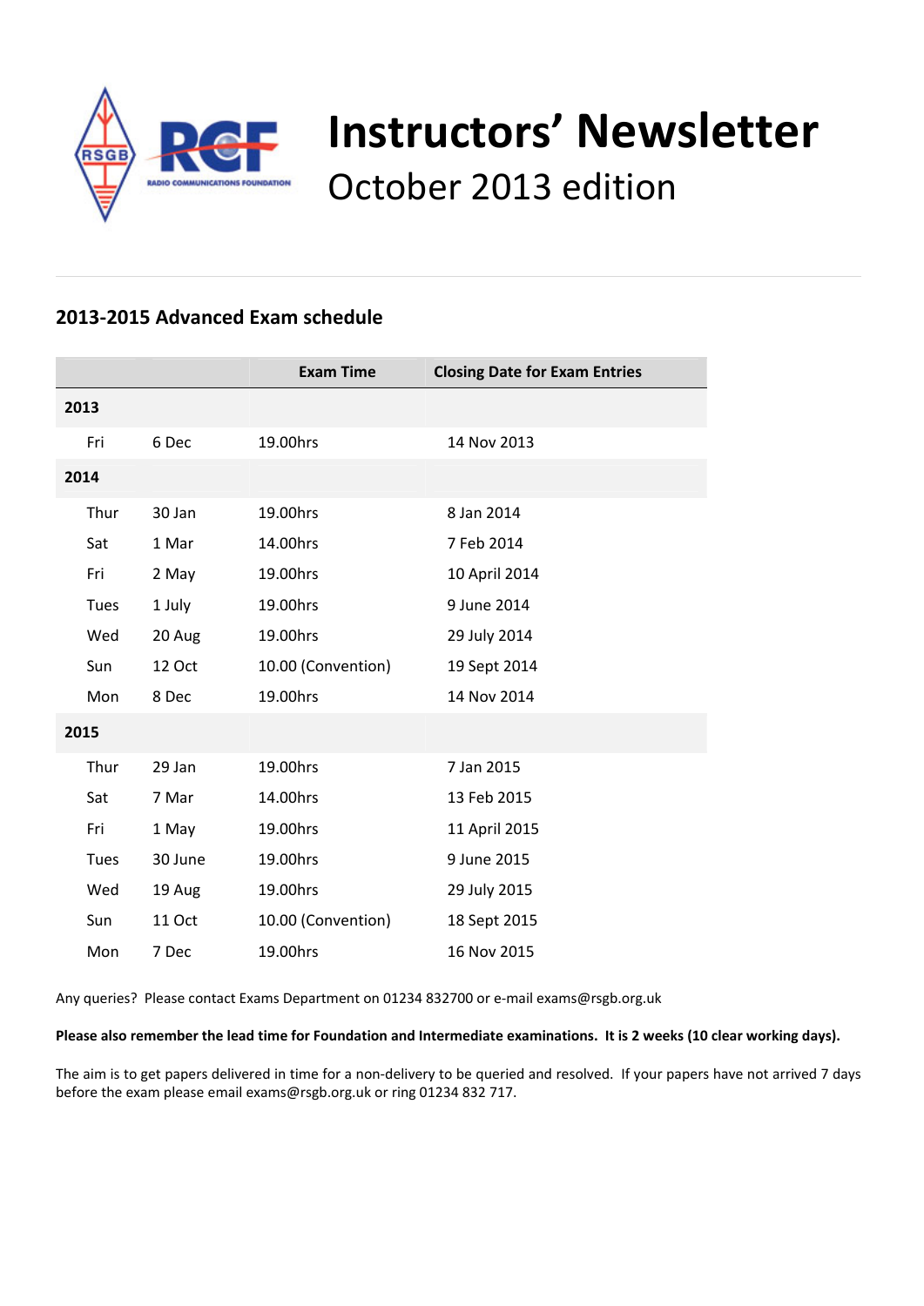# Instructors' Newsletter

## October 2013 edition

### 2013-2015 Advanced Exam schedule

| | | Exam Time | Closing Date for Exam Entries |
|---|---|---|---|
| **2013** | | | |
| Fri | 6 Dec | 19.00hrs | 14 Nov 2013 |
| **2014** | | | |
| Thur | 30 Jan | 19.00hrs | 8 Jan 2014 |
| Sat | 1 Mar | 14.00hrs | 7 Feb 2014 |
| Fri | 2 May | 19.00hrs | 10 April 2014 |
| Tues | 1 July | 19.00hrs | 9 June 2014 |
| Wed | 20 Aug | 19.00hrs | 29 July 2014 |
| Sun | 12 Oct | 10.00 (Convention) | 19 Sept 2014 |
| Mon | 8 Dec | 19.00hrs | 14 Nov 2014 |
| **2015** | | | |
| Thur | 29 Jan | 19.00hrs | 7 Jan 2015 |
| Sat | 7 Mar | 14.00hrs | 13 Feb 2015 |
| Fri | 1 May | 19.00hrs | 11 April 2015 |
| Tues | 30 June | 19.00hrs | 9 June 2015 |
| Wed | 19 Aug | 19.00hrs | 29 July 2015 |
| Sun | 11 Oct | 10.00 (Convention) | 18 Sept 2015 |
| Mon | 7 Dec | 19.00hrs | 16 Nov 2015 |

Any queries? Please contact Exams Department on 01234 832700 or e-mail exams@rsgb.org.uk

**Please also remember the lead time for Foundation and Intermediate examinations. It is 2 weeks (10 clear working days).**

The aim is to get papers delivered in time for a non-delivery to be queried and resolved. If your papers have not arrived 7 days before the exam please email exams@rsgb.org.uk or ring 01234 832 717.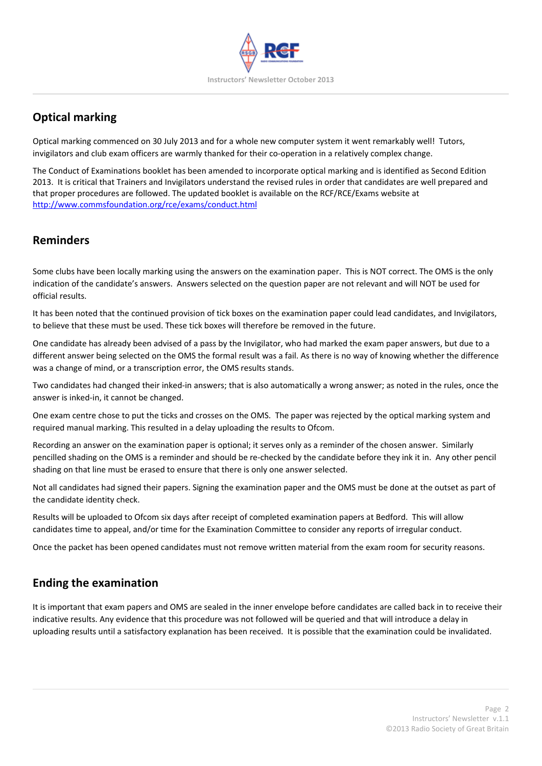## Optical marking

Optical marking commenced on 30 July 2013 and for a whole new computer system it went remarkably well! Tutors, invigilators and club exam officers are warmly thanked for their co-operation in a relatively complex change.

The Conduct of Examinations booklet has been amended to incorporate optical marking and is identified as Second Edition 2013. It is critical that Trainers and Invigilators understand the revised rules in order that candidates are well prepared and that proper procedures are followed. The updated booklet is available on the RCF/RCE/Exams website at http://www.commsfoundation.org/rce/exams/conduct.html

## Reminders

Some clubs have been locally marking using the answers on the examination paper. This is NOT correct. The OMS is the only indication of the candidate's answers. Answers selected on the question paper are not relevant and will NOT be used for official results.

It has been noted that the continued provision of tick boxes on the examination paper could lead candidates, and Invigilators, to believe that these must be used. These tick boxes will therefore be removed in the future.

One candidate has already been advised of a pass by the Invigilator, who had marked the exam paper answers, but due to a different answer being selected on the OMS the formal result was a fail. As there is no way of knowing whether the difference was a change of mind, or a transcription error, the OMS results stands.

Two candidates had changed their inked-in answers; that is also automatically a wrong answer; as noted in the rules, once the answer is inked-in, it cannot be changed.

One exam centre chose to put the ticks and crosses on the OMS. The paper was rejected by the optical marking system and required manual marking. This resulted in a delay uploading the results to Ofcom.

Recording an answer on the examination paper is optional; it serves only as a reminder of the chosen answer. Similarly pencilled shading on the OMS is a reminder and should be re-checked by the candidate before they ink it in. Any other pencil shading on that line must be erased to ensure that there is only one answer selected.

Not all candidates had signed their papers. Signing the examination paper and the OMS must be done at the outset as part of the candidate identity check.

Results will be uploaded to Ofcom six days after receipt of completed examination papers at Bedford. This will allow candidates time to appeal, and/or time for the Examination Committee to consider any reports of irregular conduct.

Once the packet has been opened candidates must not remove written material from the exam room for security reasons.

## Ending the examination

It is important that exam papers and OMS are sealed in the inner envelope before candidates are called back in to receive their indicative results. Any evidence that this procedure was not followed will be queried and that will introduce a delay in uploading results until a satisfactory explanation has been received. It is possible that the examination could be invalidated.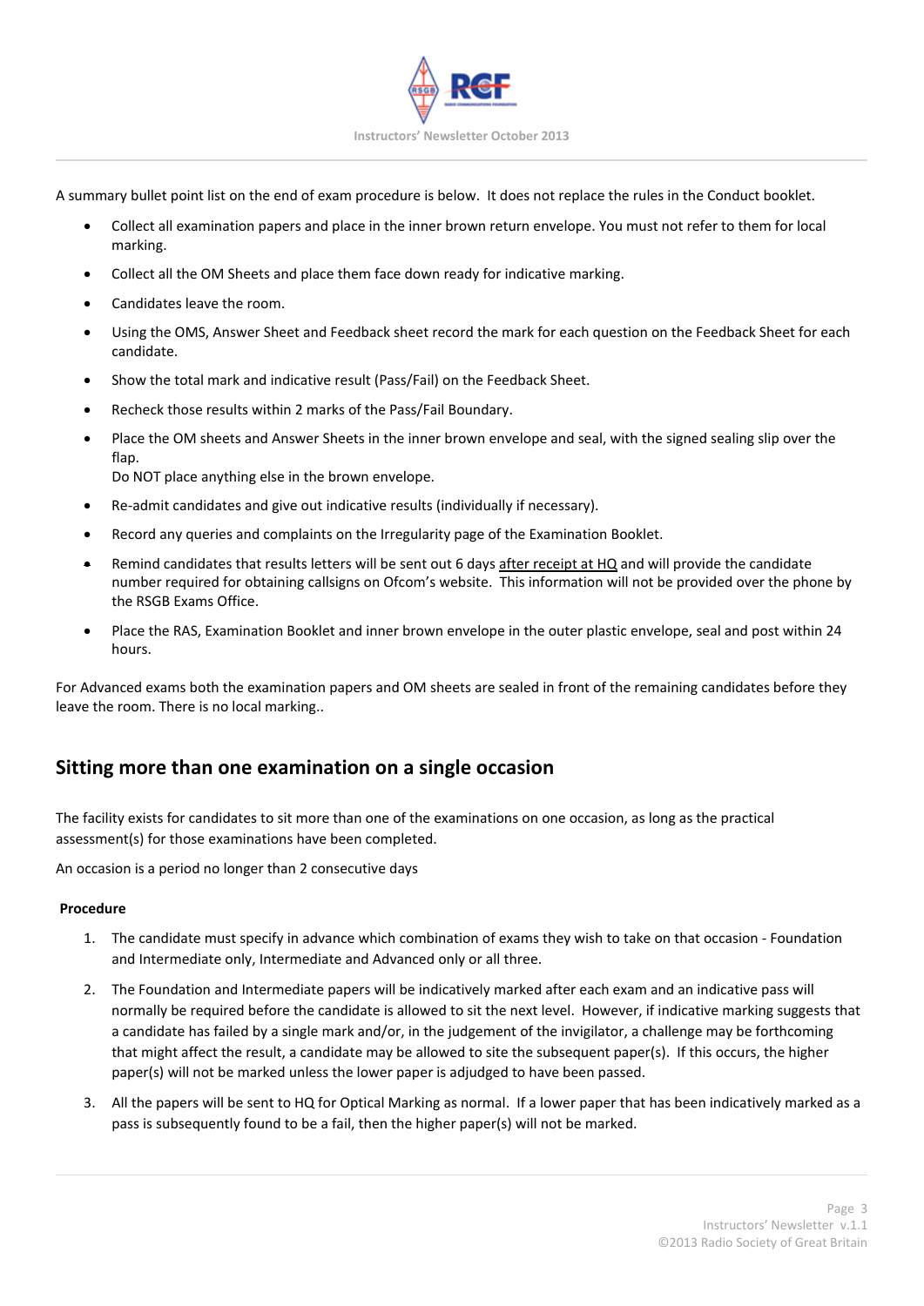A summary bullet point list on the end of exam procedure is below. It does not replace the rules in the Conduct booklet.

- Collect all examination papers and place in the inner brown return envelope. You must not refer to them for local marking.
- Collect all the OM Sheets and place them face down ready for indicative marking.
- Candidates leave the room.
- Using the OMS, Answer Sheet and Feedback sheet record the mark for each question on the Feedback Sheet for each candidate.
- Show the total mark and indicative result (Pass/Fail) on the Feedback Sheet.
- Recheck those results within 2 marks of the Pass/Fail Boundary.
- Place the OM sheets and Answer Sheets in the inner brown envelope and seal, with the signed sealing slip over the flap.
  Do NOT place anything else in the brown envelope.
- Re-admit candidates and give out indicative results (individually if necessary).
- Record any queries and complaints on the Irregularity page of the Examination Booklet.
- Remind candidates that results letters will be sent out 6 days after receipt at HQ and will provide the candidate number required for obtaining callsigns on Ofcom's website. This information will not be provided over the phone by the RSGB Exams Office.
- Place the RAS, Examination Booklet and inner brown envelope in the outer plastic envelope, seal and post within 24 hours.

For Advanced exams both the examination papers and OM sheets are sealed in front of the remaining candidates before they leave the room. There is no local marking..

## Sitting more than one examination on a single occasion

The facility exists for candidates to sit more than one of the examinations on one occasion, as long as the practical assessment(s) for those examinations have been completed.

An occasion is a period no longer than 2 consecutive days

**Procedure**

1. The candidate must specify in advance which combination of exams they wish to take on that occasion - Foundation and Intermediate only, Intermediate and Advanced only or all three.
2. The Foundation and Intermediate papers will be indicatively marked after each exam and an indicative pass will normally be required before the candidate is allowed to sit the next level. However, if indicative marking suggests that a candidate has failed by a single mark and/or, in the judgement of the invigilator, a challenge may be forthcoming that might affect the result, a candidate may be allowed to site the subsequent paper(s). If this occurs, the higher paper(s) will not be marked unless the lower paper is adjudged to have been passed.
3. All the papers will be sent to HQ for Optical Marking as normal. If a lower paper that has been indicatively marked as a pass is subsequently found to be a fail, then the higher paper(s) will not be marked.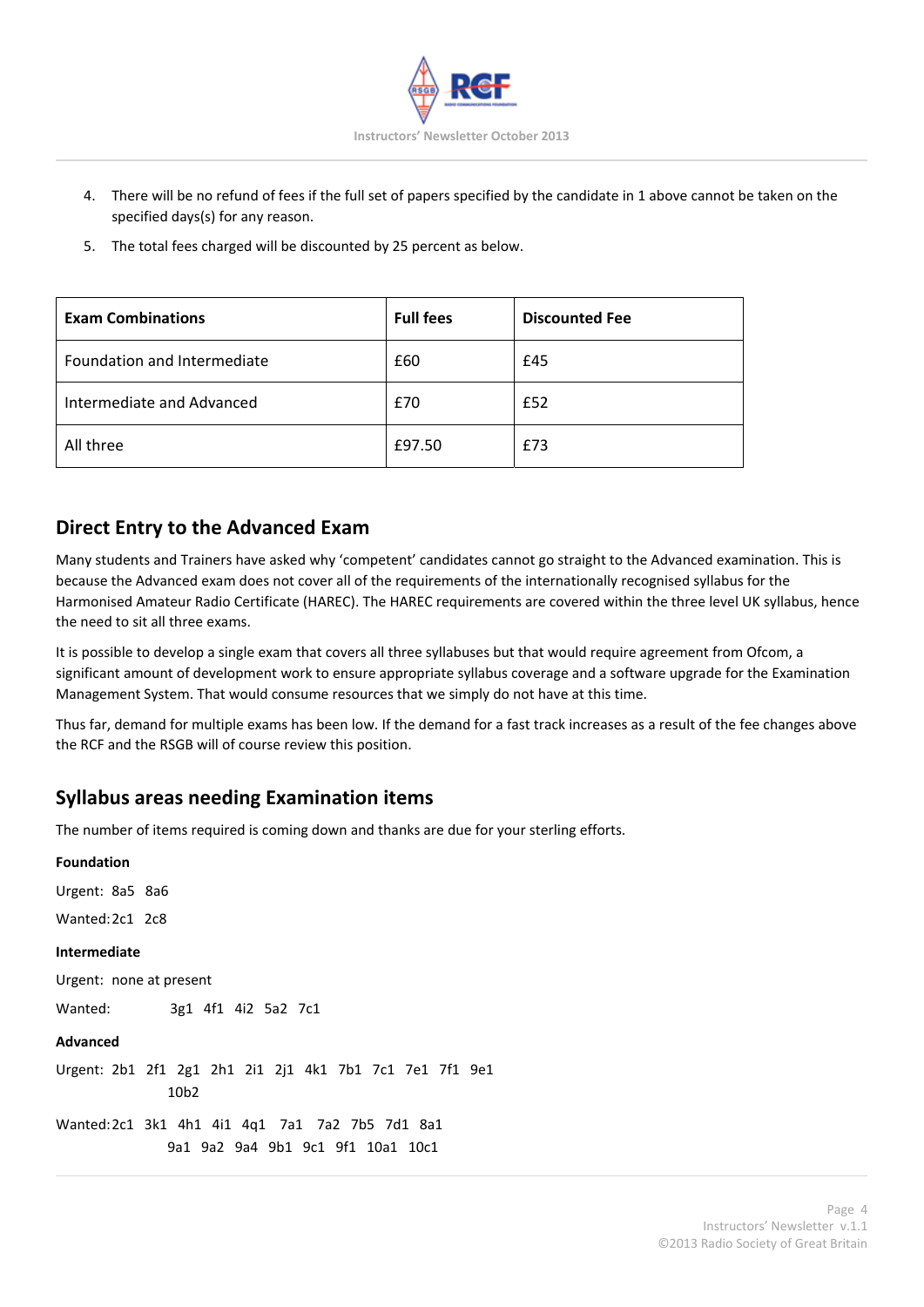4. There will be no refund of fees if the full set of papers specified by the candidate in 1 above cannot be taken on the specified days(s) for any reason.
5. The total fees charged will be discounted by 25 percent as below.

| Exam Combinations | Full fees | Discounted Fee |
|---|---|---|
| Foundation and Intermediate | £60 | £45 |
| Intermediate and Advanced | £70 | £52 |
| All three | £97.50 | £73 |

## Direct Entry to the Advanced Exam

Many students and Trainers have asked why 'competent' candidates cannot go straight to the Advanced examination. This is because the Advanced exam does not cover all of the requirements of the internationally recognised syllabus for the Harmonised Amateur Radio Certificate (HAREC). The HAREC requirements are covered within the three level UK syllabus, hence the need to sit all three exams.

It is possible to develop a single exam that covers all three syllabuses but that would require agreement from Ofcom, a significant amount of development work to ensure appropriate syllabus coverage and a software upgrade for the Examination Management System. That would consume resources that we simply do not have at this time.

Thus far, demand for multiple exams has been low. If the demand for a fast track increases as a result of the fee changes above the RCF and the RSGB will of course review this position.

## Syllabus areas needing Examination items

The number of items required is coming down and thanks are due for your sterling efforts.

**Foundation**

Urgent: 8a5 8a6

Wanted: 2c1 2c8

**Intermediate**

Urgent: none at present

Wanted: 3g1 4f1 4i2 5a2 7c1

**Advanced**

Urgent: 2b1 2f1 2g1 2h1 2i1 2j1 4k1 7b1 7c1 7e1 7f1 9e1 10b2

Wanted: 2c1 3k1 4h1 4i1 4q1 7a1 7a2 7b5 7d1 8a1 9a1 9a2 9a4 9b1 9c1 9f1 10a1 10c1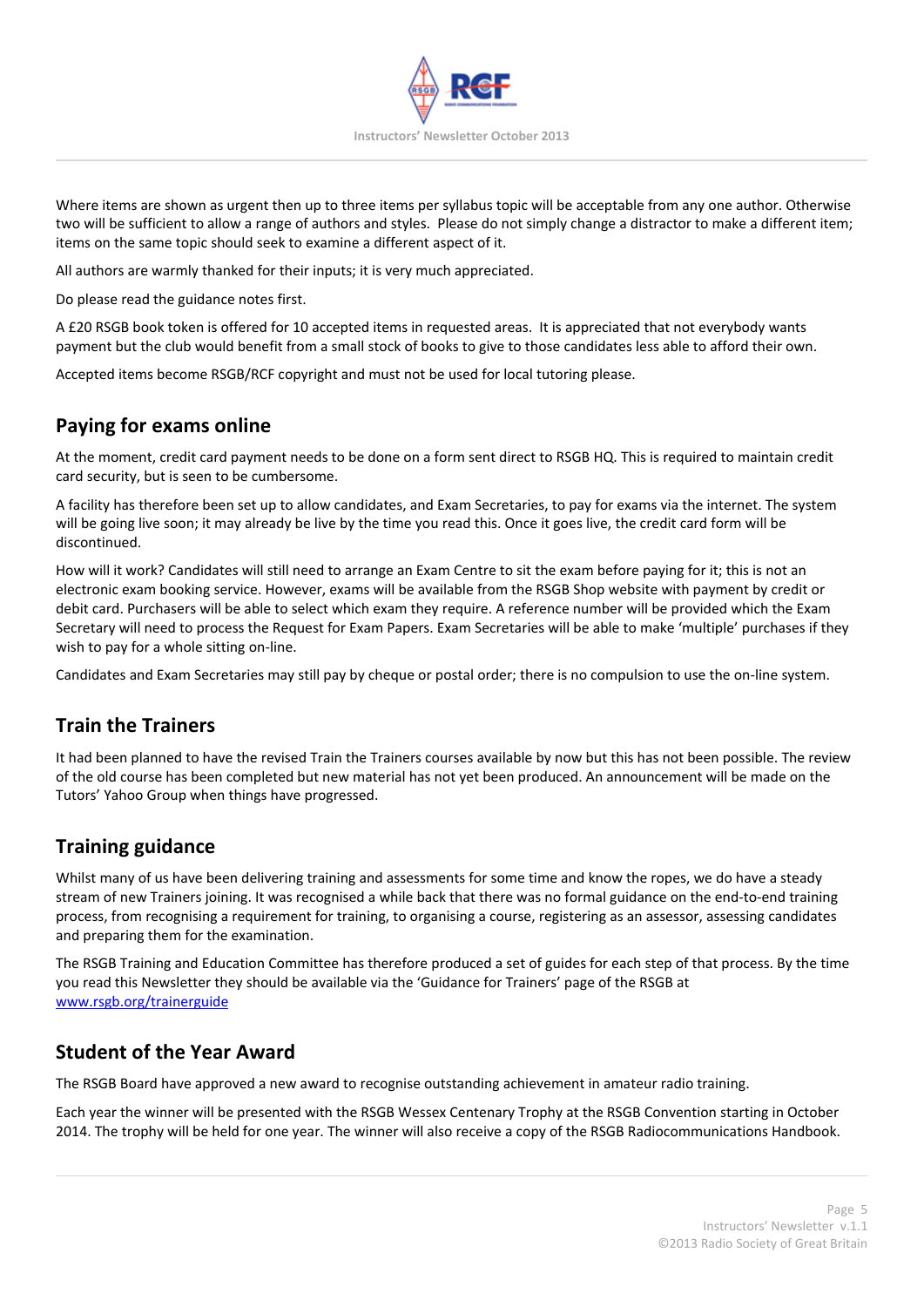Where items are shown as urgent then up to three items per syllabus topic will be acceptable from any one author. Otherwise two will be sufficient to allow a range of authors and styles. Please do not simply change a distractor to make a different item; items on the same topic should seek to examine a different aspect of it.

All authors are warmly thanked for their inputs; it is very much appreciated.

Do please read the guidance notes first.

A £20 RSGB book token is offered for 10 accepted items in requested areas. It is appreciated that not everybody wants payment but the club would benefit from a small stock of books to give to those candidates less able to afford their own.

Accepted items become RSGB/RCF copyright and must not be used for local tutoring please.

## Paying for exams online

At the moment, credit card payment needs to be done on a form sent direct to RSGB HQ. This is required to maintain credit card security, but is seen to be cumbersome.

A facility has therefore been set up to allow candidates, and Exam Secretaries, to pay for exams via the internet. The system will be going live soon; it may already be live by the time you read this. Once it goes live, the credit card form will be discontinued.

How will it work? Candidates will still need to arrange an Exam Centre to sit the exam before paying for it; this is not an electronic exam booking service. However, exams will be available from the RSGB Shop website with payment by credit or debit card. Purchasers will be able to select which exam they require. A reference number will be provided which the Exam Secretary will need to process the Request for Exam Papers. Exam Secretaries will be able to make 'multiple' purchases if they wish to pay for a whole sitting on-line.

Candidates and Exam Secretaries may still pay by cheque or postal order; there is no compulsion to use the on-line system.

## Train the Trainers

It had been planned to have the revised Train the Trainers courses available by now but this has not been possible. The review of the old course has been completed but new material has not yet been produced. An announcement will be made on the Tutors' Yahoo Group when things have progressed.

## Training guidance

Whilst many of us have been delivering training and assessments for some time and know the ropes, we do have a steady stream of new Trainers joining. It was recognised a while back that there was no formal guidance on the end-to-end training process, from recognising a requirement for training, to organising a course, registering as an assessor, assessing candidates and preparing them for the examination.

The RSGB Training and Education Committee has therefore produced a set of guides for each step of that process. By the time you read this Newsletter they should be available via the 'Guidance for Trainers' page of the RSGB at www.rsgb.org/trainerguide

## Student of the Year Award

The RSGB Board have approved a new award to recognise outstanding achievement in amateur radio training.

Each year the winner will be presented with the RSGB Wessex Centenary Trophy at the RSGB Convention starting in October 2014. The trophy will be held for one year. The winner will also receive a copy of the RSGB Radiocommunications Handbook.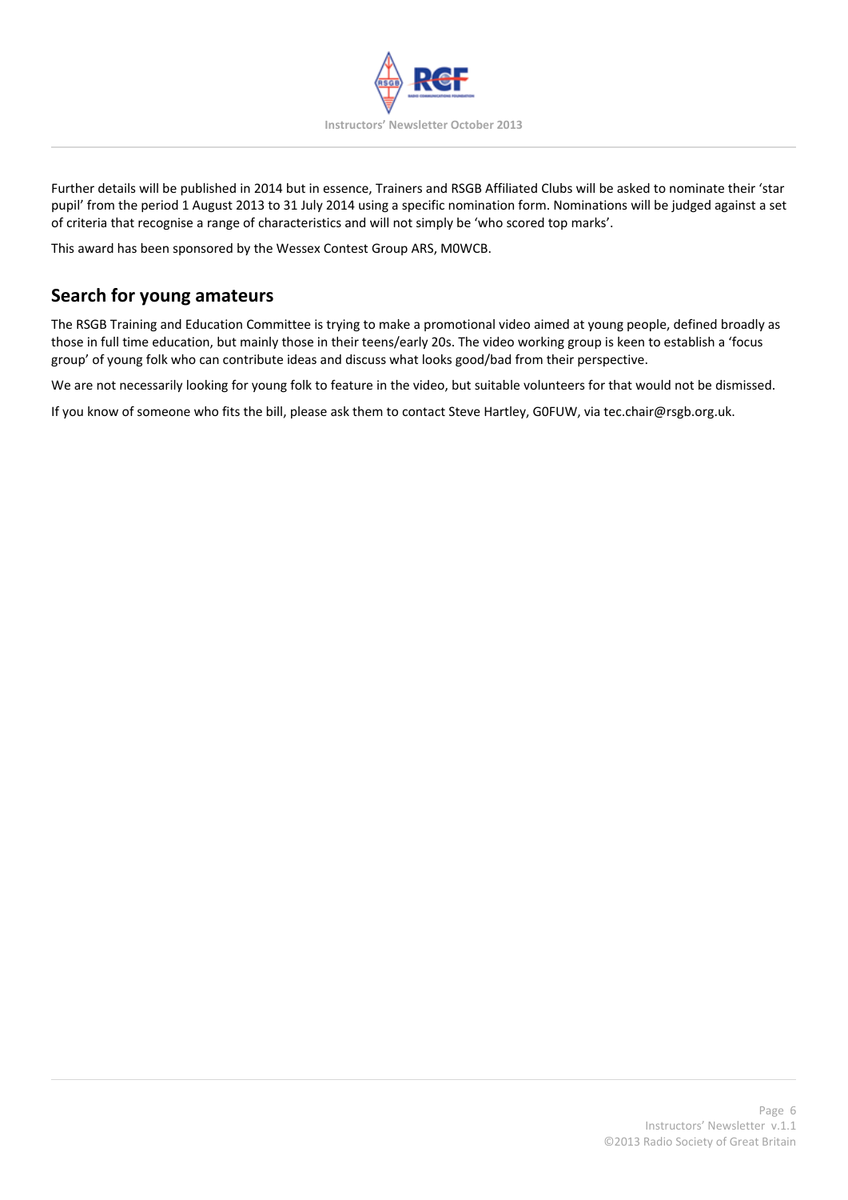Further details will be published in 2014 but in essence, Trainers and RSGB Affiliated Clubs will be asked to nominate their 'star pupil' from the period 1 August 2013 to 31 July 2014 using a specific nomination form. Nominations will be judged against a set of criteria that recognise a range of characteristics and will not simply be 'who scored top marks'.

This award has been sponsored by the Wessex Contest Group ARS, M0WCB.

## Search for young amateurs

The RSGB Training and Education Committee is trying to make a promotional video aimed at young people, defined broadly as those in full time education, but mainly those in their teens/early 20s. The video working group is keen to establish a 'focus group' of young folk who can contribute ideas and discuss what looks good/bad from their perspective.

We are not necessarily looking for young folk to feature in the video, but suitable volunteers for that would not be dismissed.

If you know of someone who fits the bill, please ask them to contact Steve Hartley, G0FUW, via tec.chair@rsgb.org.uk.